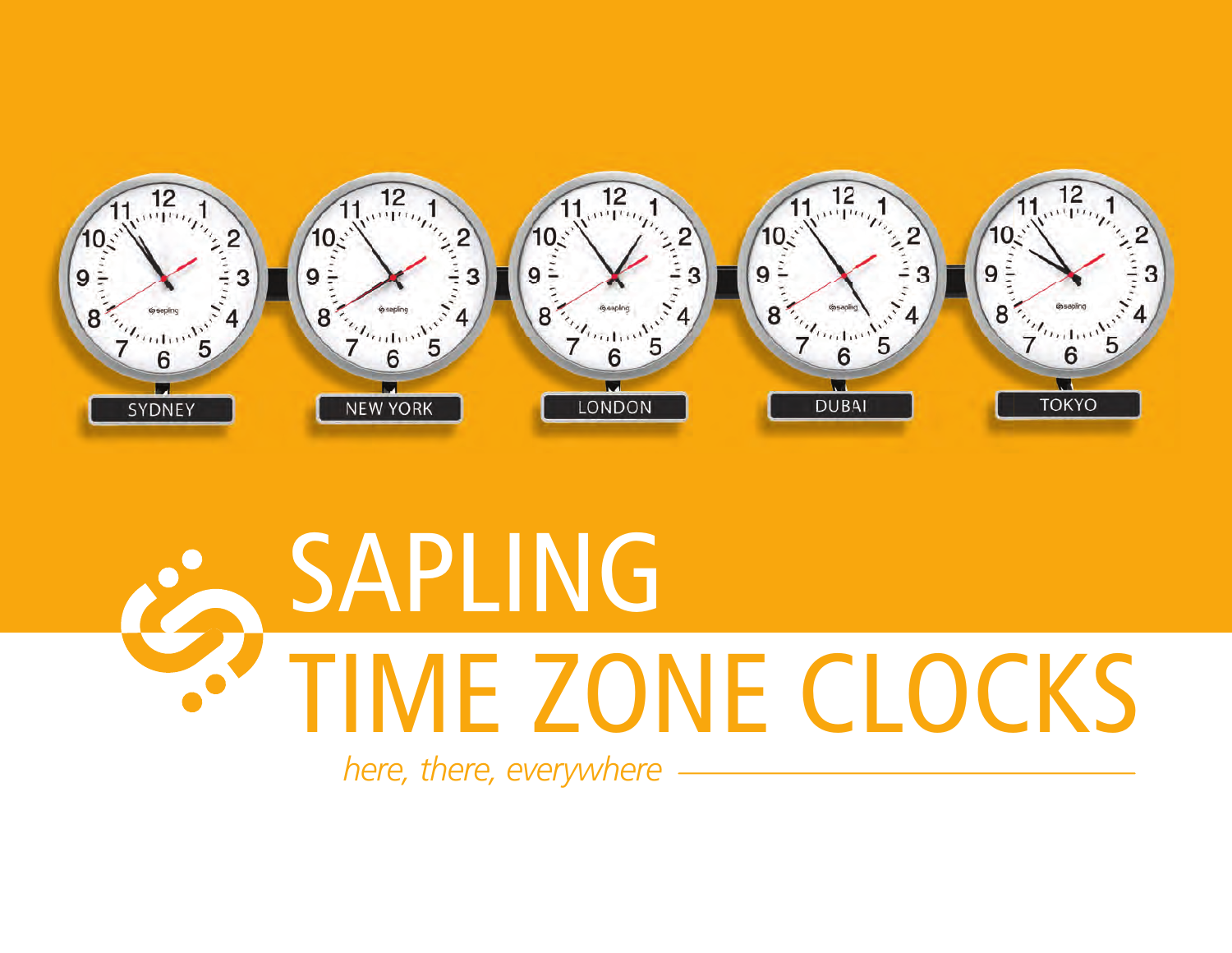SYDNEY

NEW YORK

LONDON

DUBAI

TOKYO

# SAPLING
# TIME ZONE CLOCKS

*here, there, everywhere*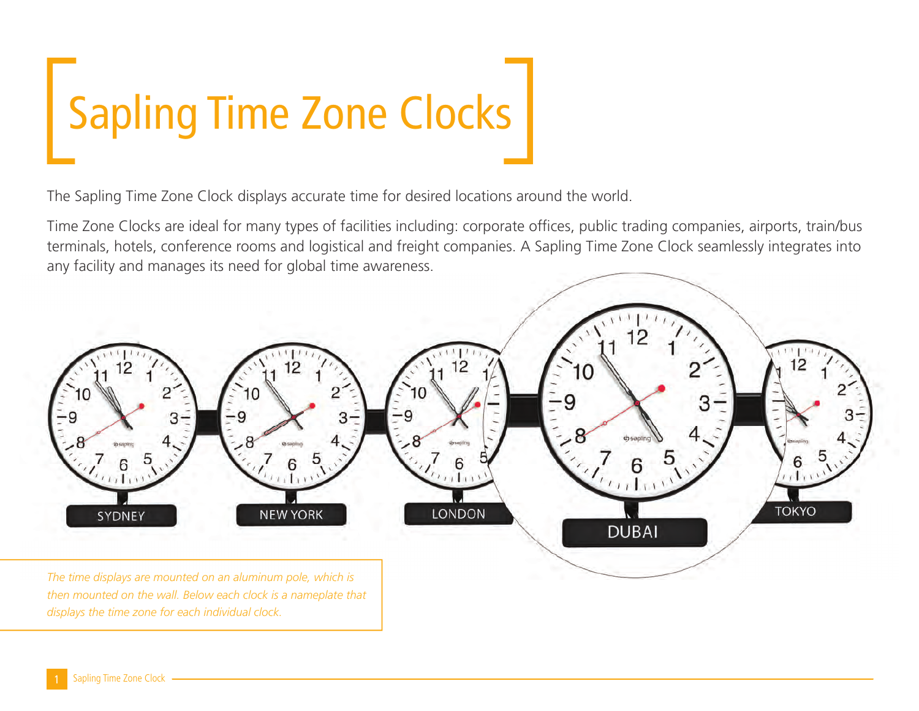# Sapling Time Zone Clocks

The Sapling Time Zone Clock displays accurate time for desired locations around the world.

Time Zone Clocks are ideal for many types of facilities including: corporate offices, public trading companies, airports, train/bus terminals, hotels, conference rooms and logistical and freight companies. A Sapling Time Zone Clock seamlessly integrates into any facility and manages its need for global time awareness.

*The time displays are mounted on an aluminum pole, which is then mounted on the wall. Below each clock is a nameplate that displays the time zone for each individual clock.*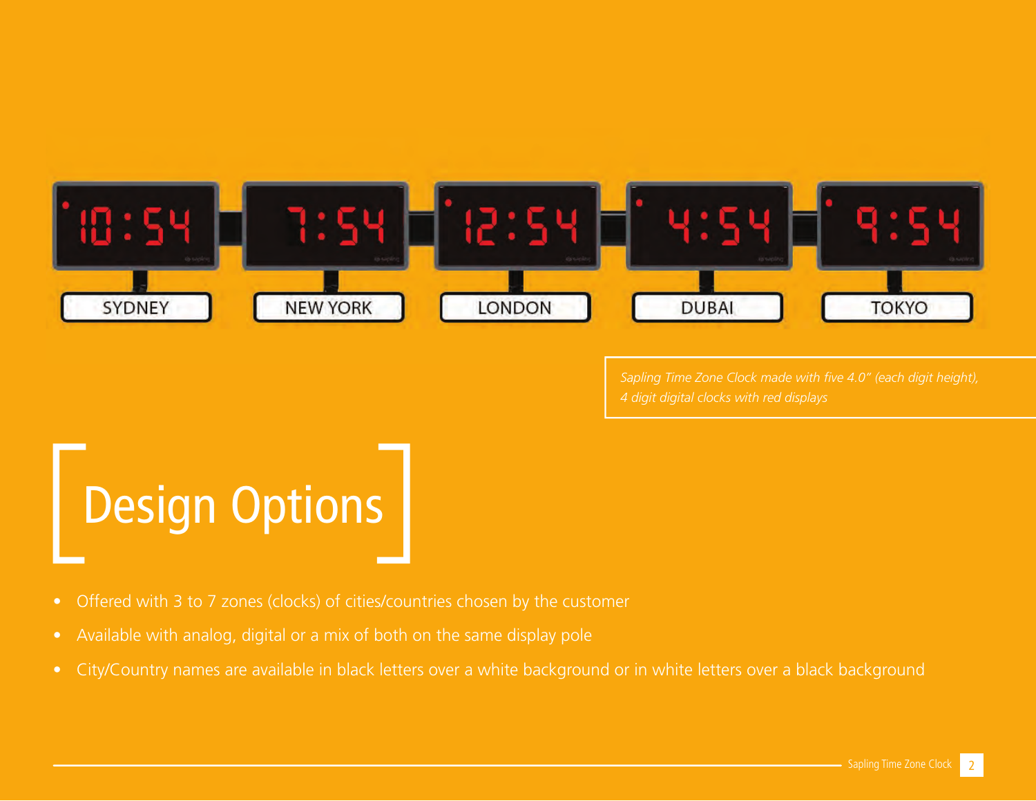*Sapling Time Zone Clock made with five 4.0" (each digit height), 4 digit digital clocks with red displays*

# Design Options

- Offered with 3 to 7 zones (clocks) of cities/countries chosen by the customer
- Available with analog, digital or a mix of both on the same display pole
- City/Country names are available in black letters over a white background or in white letters over a black background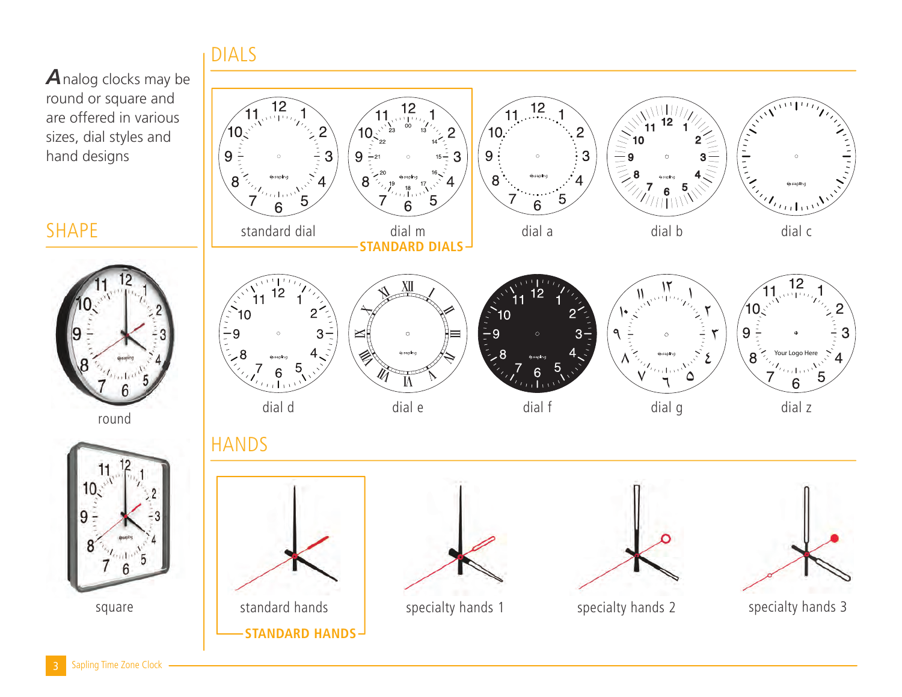Analog clocks may be round or square and are offered in various sizes, dial styles and hand designs

## SHAPE

round

square

## DIALS

standard dial

dial m

**STANDARD DIALS**

dial a

dial b

dial c

dial d

dial e

dial f

dial g

dial z

## HANDS

standard hands

**STANDARD HANDS**

specialty hands 1

specialty hands 2

specialty hands 3

Sapling Time Zone Clock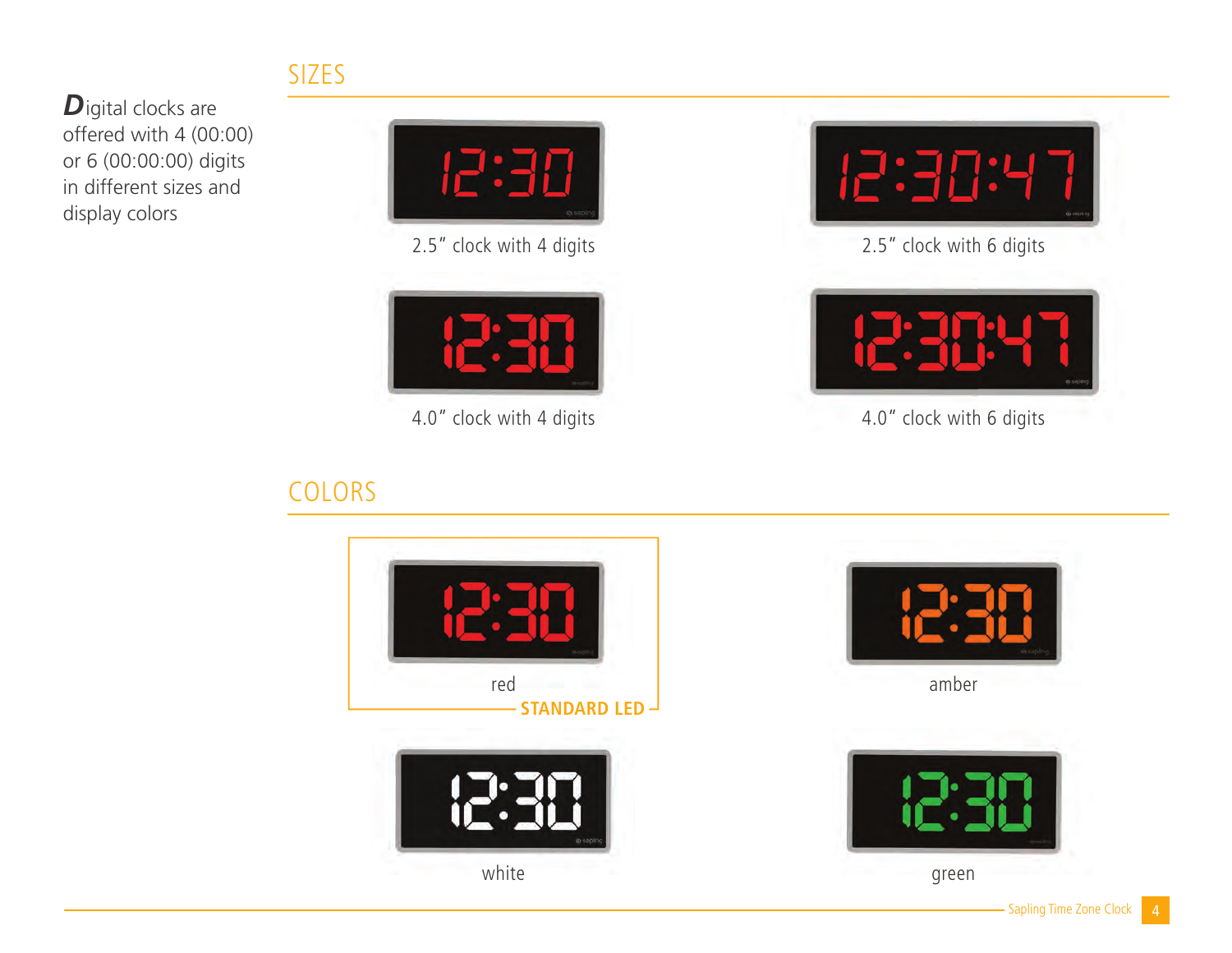**D**igital clocks are offered with 4 (00:00) or 6 (00:00:00) digits in different sizes and display colors

## SIZES

2.5″ clock with 4 digits

2.5″ clock with 6 digits

4.0″ clock with 4 digits

4.0″ clock with 6 digits

## COLORS

red

**STANDARD LED**

amber

white

green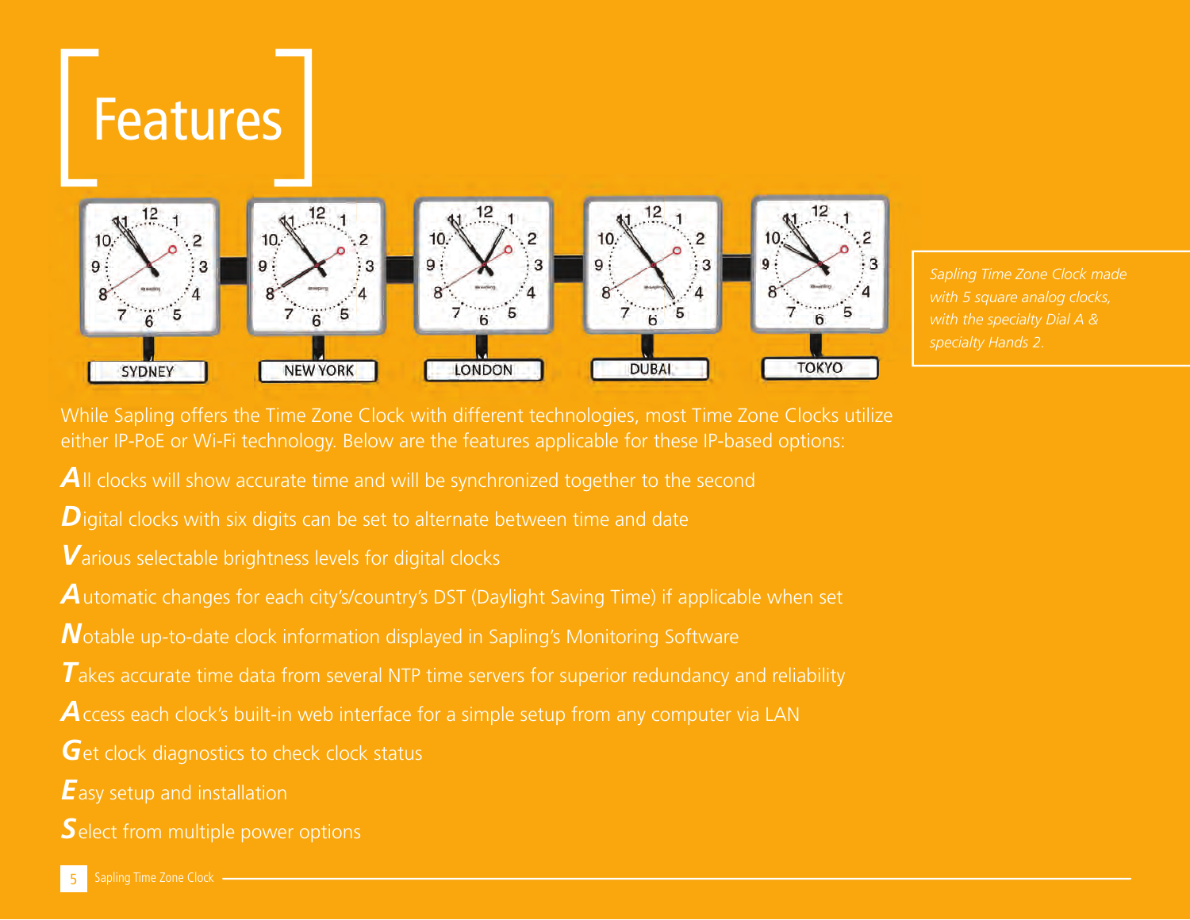# Features

*Sapling Time Zone Clock made with 5 square analog clocks, with the specialty Dial A & specialty Hands 2.*

While Sapling offers the Time Zone Clock with different technologies, most Time Zone Clocks utilize either IP-PoE or Wi-Fi technology. Below are the features applicable for these IP-based options:

***A***ll clocks will show accurate time and will be synchronized together to the second

***D***igital clocks with six digits can be set to alternate between time and date

***V***arious selectable brightness levels for digital clocks

***A***utomatic changes for each city's/country's DST (Daylight Saving Time) if applicable when set

***N***otable up-to-date clock information displayed in Sapling's Monitoring Software

***T***akes accurate time data from several NTP time servers for superior redundancy and reliability

***A***ccess each clock's built-in web interface for a simple setup from any computer via LAN

***G***et clock diagnostics to check clock status

***E***asy setup and installation

***S***elect from multiple power options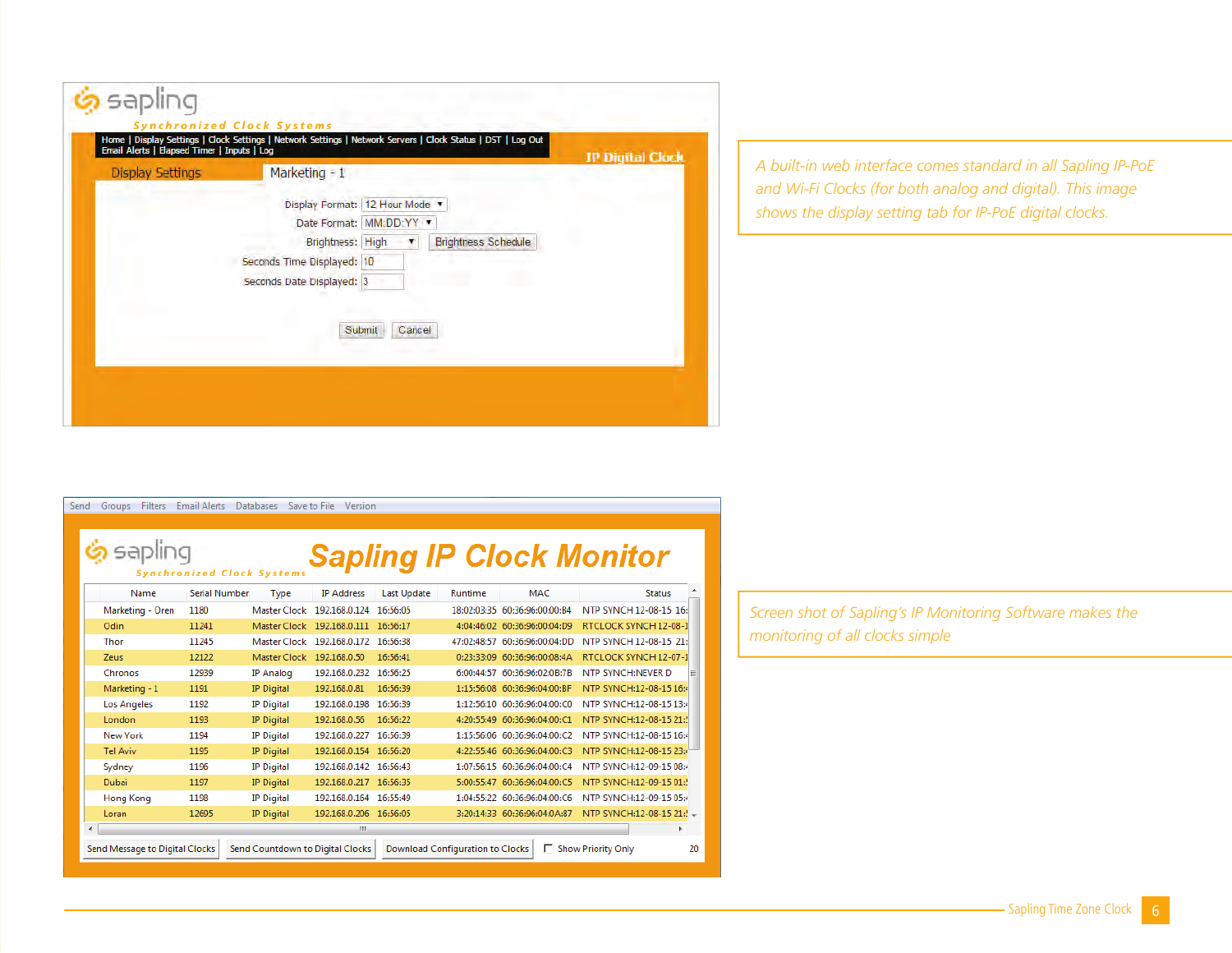sapling

Synchronized Clock Systems

Home | Display Settings | Clock Settings | Network Settings | Network Servers | Clock Status | DST | Log Out
Email Alerts | Elapsed Timer | Inputs | Log

IP Digital Clock

Display Settings

Marketing - 1

Display Format: 12 Hour Mode

Date Format: MM:DD:YY

Brightness: High | Brightness Schedule

Seconds Time Displayed: 10

Seconds Date Displayed: 3

Submit | Cancel

*A built-in web interface comes standard in all Sapling IP-PoE and Wi-Fi Clocks (for both analog and digital). This image shows the display setting tab for IP-PoE digital clocks.*

Send | Groups | Filters | Email Alerts | Databases | Save to File | Version

sapling

Synchronized Clock Systems

# Sapling IP Clock Monitor

| Name | Serial Number | Type | IP Address | Last Update | Runtime | MAC | Status |
|---|---|---|---|---|---|---|---|
| Marketing - Oren | 1180 | Master Clock | 192.168.0.124 | 16:56:05 | 18:02:03:35 | 60:36:96:00:00:B4 | NTP SYNCH 12-08-15 16: |
| Odin | 11241 | Master Clock | 192.168.0.111 | 16:56:17 | 4:04:46:02 | 60:36:96:00:04:D9 | RTCLOCK SYNCH 12-08-1 |
| Thor | 11245 | Master Clock | 192.168.0.172 | 16:56:38 | 47:02:48:57 | 60:36:96:00:04:DD | NTP SYNCH 12-08-15 21: |
| Zeus | 12122 | Master Clock | 192.168.0.50 | 16:56:41 | 0:23:33:09 | 60:36:96:00:08:4A | RTCLOCK SYNCH 12-07-1 |
| Chronos | 12939 | IP Analog | 192.168.0.232 | 16:56:25 | 6:00:44:57 | 60:36:96:02:0B:7B | NTP SYNCH:NEVER D |
| Marketing - 1 | 1191 | IP Digital | 192.168.0.81 | 16:56:39 | 1:15:56:08 | 60:36:96:04:00:BF | NTP SYNCH:12-08-15 16: |
| Los Angeles | 1192 | IP Digital | 192.168.0.198 | 16:56:39 | 1:12:56:10 | 60:36:96:04:00:C0 | NTP SYNCH:12-08-15 13: |
| London | 1193 | IP Digital | 192.168.0.56 | 16:56:22 | 4:20:55:49 | 60:36:96:04:00:C1 | NTP SYNCH:12-08-15 21: |
| New York | 1194 | IP Digital | 192.168.0.227 | 16:56:39 | 1:15:56:06 | 60:36:96:04:00:C2 | NTP SYNCH:12-08-15 16: |
| Tel Aviv | 1195 | IP Digital | 192.168.0.154 | 16:56:20 | 4:22:55:46 | 60:36:96:04:00:C3 | NTP SYNCH:12-08-15 23: |
| Sydney | 1196 | IP Digital | 192.168.0.142 | 16:56:43 | 1:07:56:15 | 60:36:96:04:00:C4 | NTP SYNCH:12-09-15 08: |
| Dubai | 1197 | IP Digital | 192.168.0.217 | 16:56:35 | 5:00:55:47 | 60:36:96:04:00:C5 | NTP SYNCH:12-09-15 01: |
| Hong Kong | 1198 | IP Digital | 192.168.0.164 | 16:55:49 | 1:04:55:22 | 60:36:96:04:00:C6 | NTP SYNCH:12-09-15 05: |
| Loran | 12695 | IP Digital | 192.168.0.206 | 16:56:05 | 3:20:14:33 | 60:36:96:04:0A:87 | NTP SYNCH:12-08-15 21: |

Send Message to Digital Clocks | Send Countdown to Digital Clocks | Download Configuration to Clocks | Show Priority Only | 20

*Screen shot of Sapling's IP Monitoring Software makes the monitoring of all clocks simple*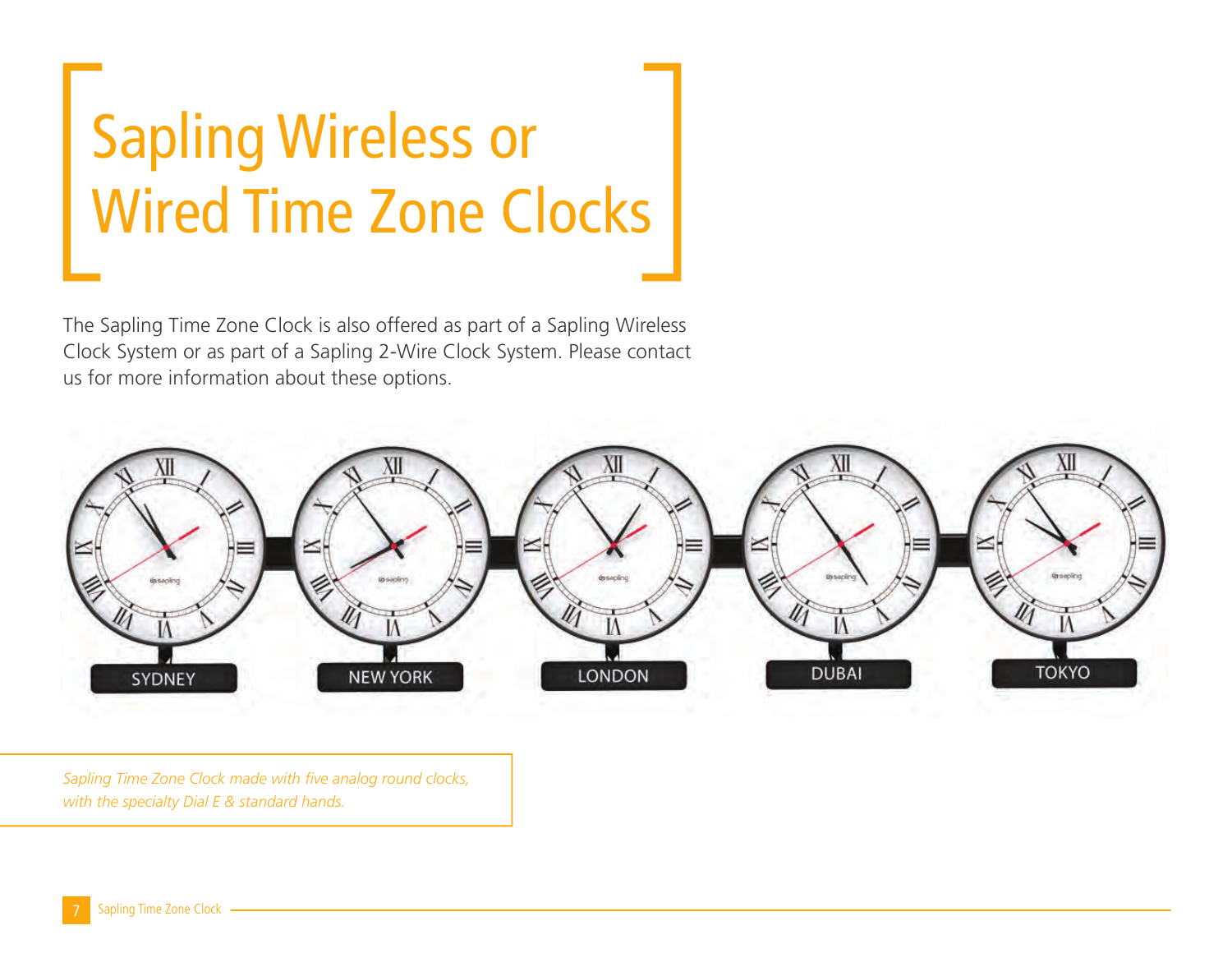# Sapling Wireless or Wired Time Zone Clocks

The Sapling Time Zone Clock is also offered as part of a Sapling Wireless Clock System or as part of a Sapling 2-Wire Clock System. Please contact us for more information about these options.

*Sapling Time Zone Clock made with five analog round clocks, with the specialty Dial E & standard hands.*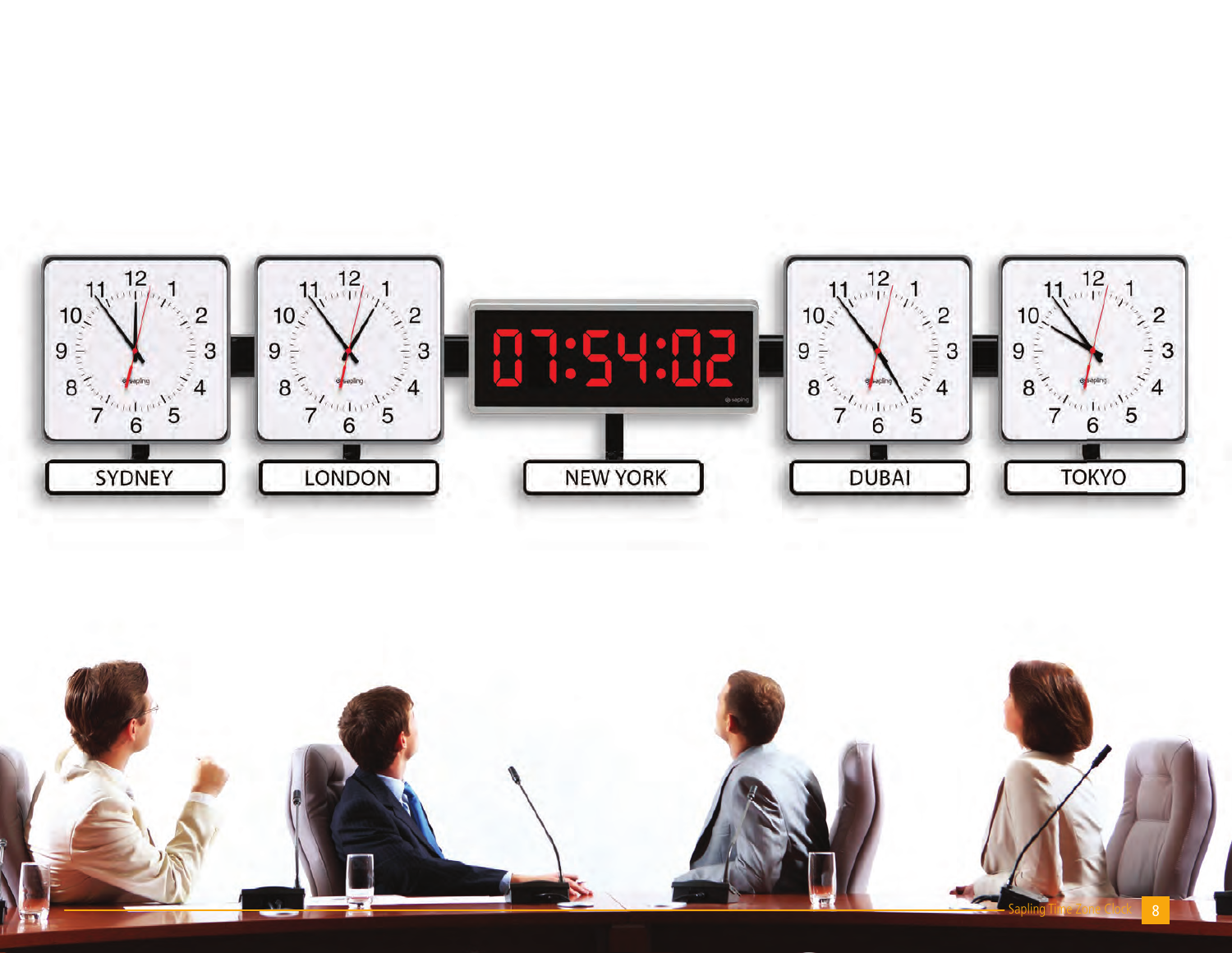SYDNEY

LONDON

07:54:02

NEW YORK

DUBAI

TOKYO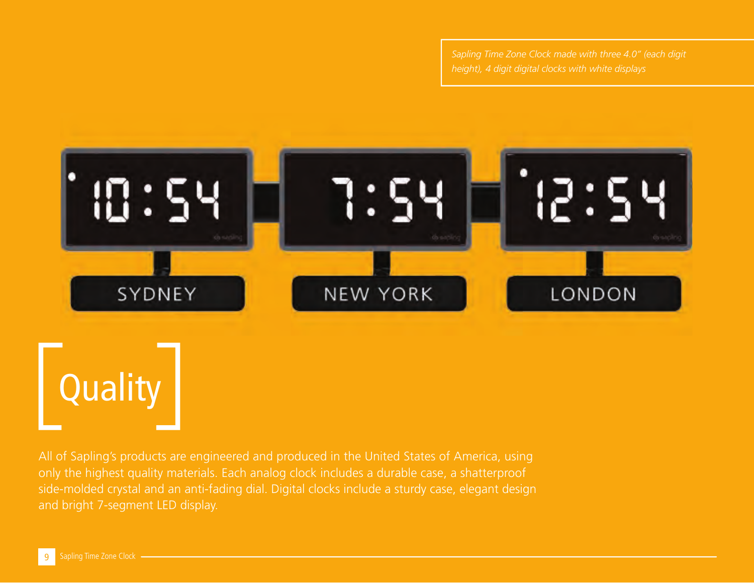*Sapling Time Zone Clock made with three 4.0" (each digit height), 4 digit digital clocks with white displays*

10:54 7:54 12:54

SYDNEY NEW YORK LONDON

# [Quality]

All of Sapling's products are engineered and produced in the United States of America, using only the highest quality materials. Each analog clock includes a durable case, a shatterproof side-molded crystal and an anti-fading dial. Digital clocks include a sturdy case, elegant design and bright 7-segment LED display.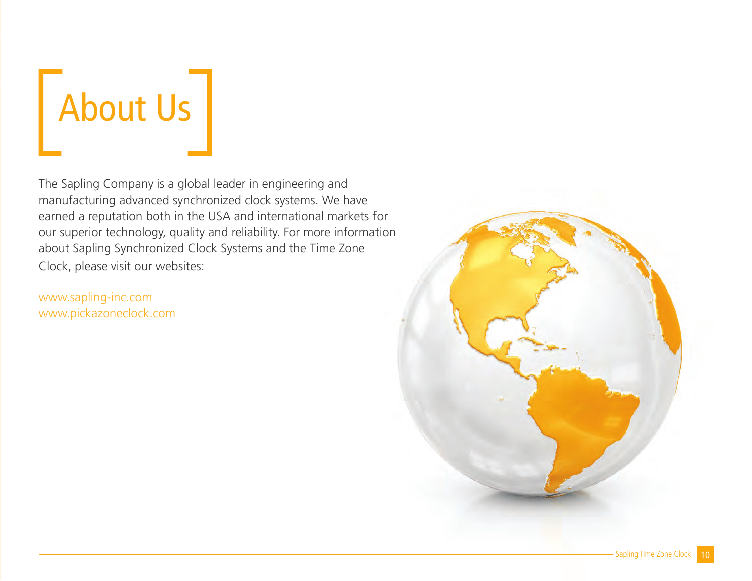# About Us

The Sapling Company is a global leader in engineering and manufacturing advanced synchronized clock systems. We have earned a reputation both in the USA and international markets for our superior technology, quality and reliability. For more information about Sapling Synchronized Clock Systems and the Time Zone Clock, please visit our websites:

www.sapling-inc.com
www.pickazoneclock.com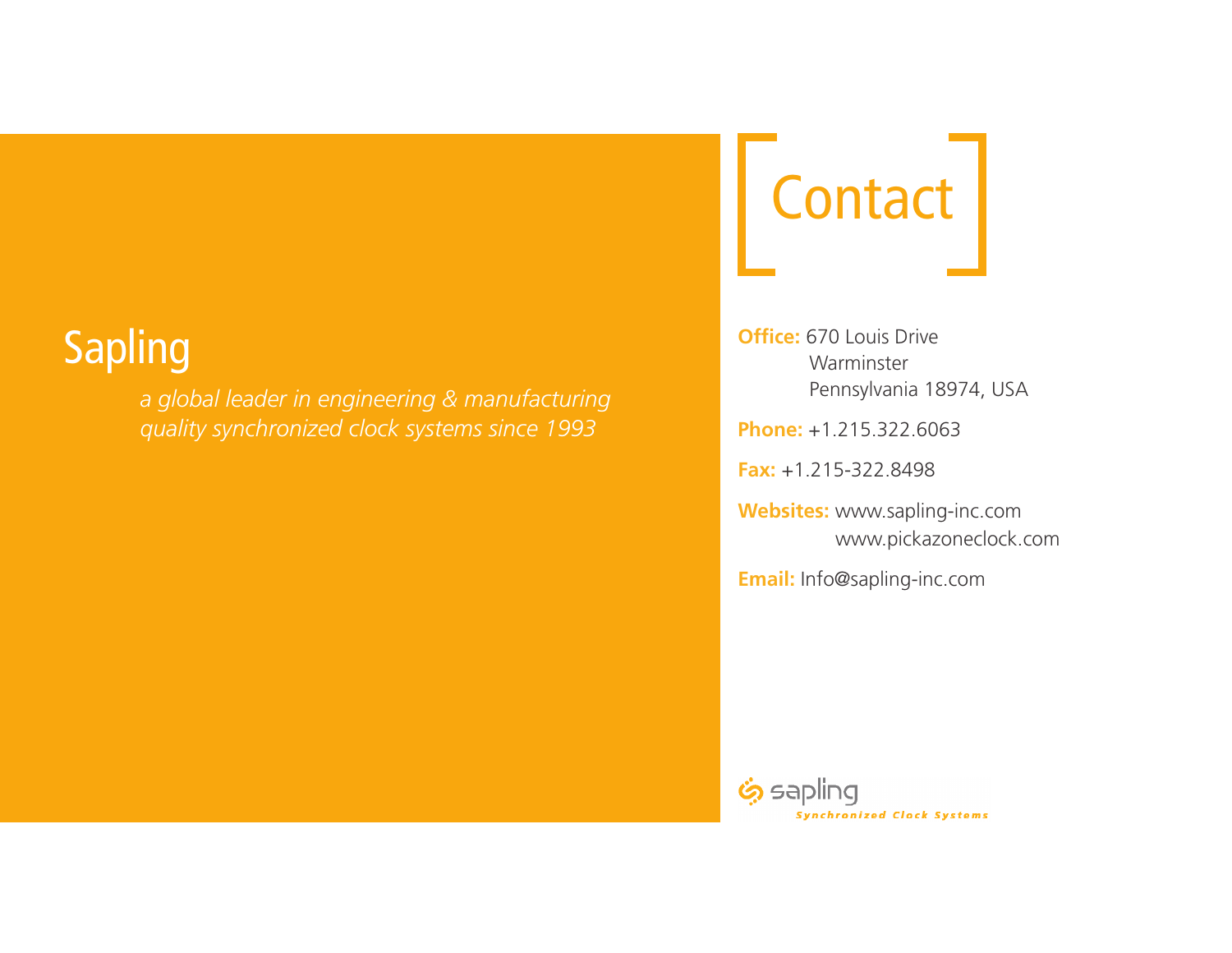## Sapling

*a global leader in engineering & manufacturing quality synchronized clock systems since 1993*

# Contact

**Office:** 670 Louis Drive
Warminster
Pennsylvania 18974, USA

**Phone:** +1.215.322.6063

**Fax:** +1.215-322.8498

**Websites:** www.sapling-inc.com
www.pickazoneclock.com

**Email:** Info@sapling-inc.com

sapling
*Synchronized Clock Systems*